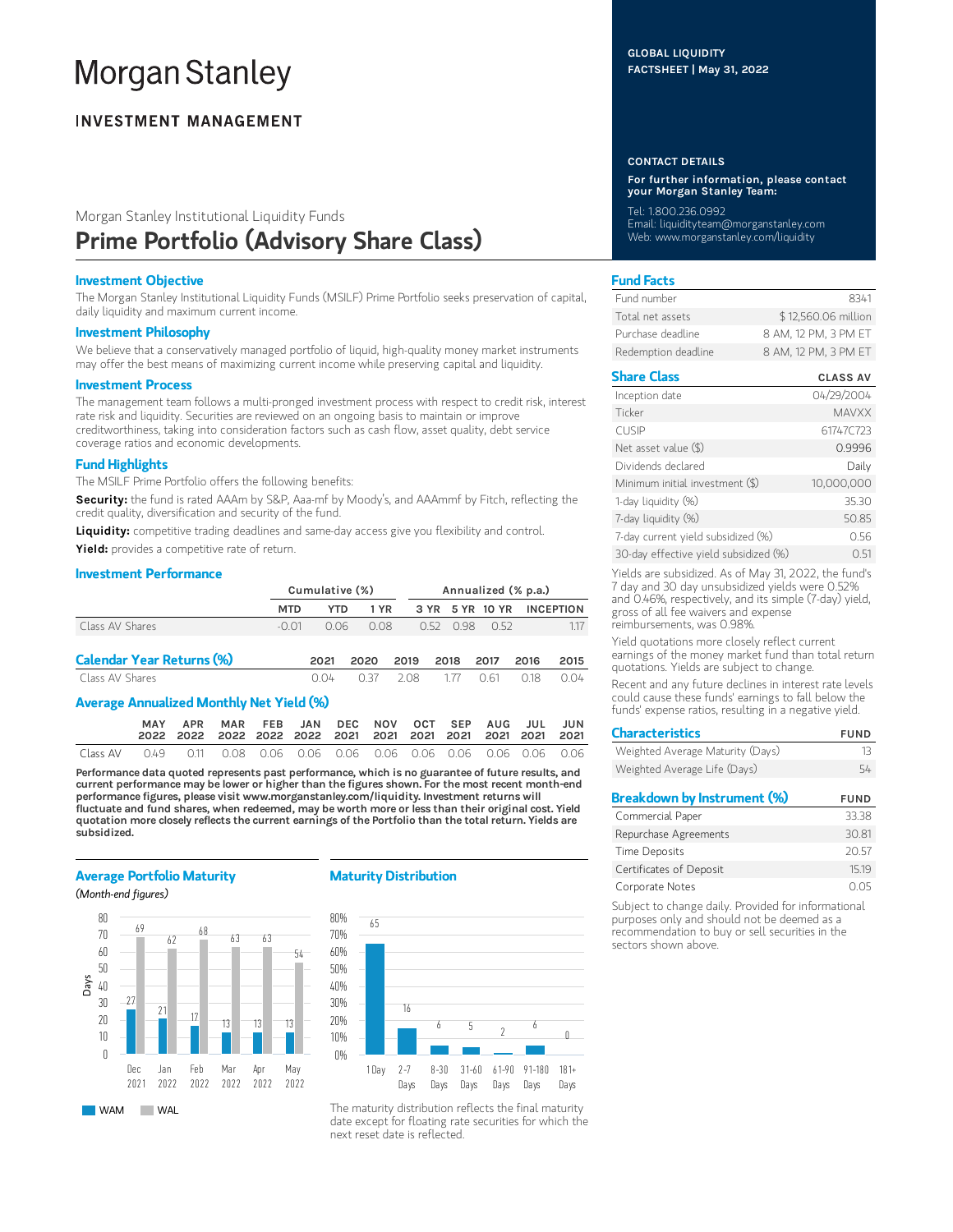# Morgan Stanley

## INVESTMENT MANAGEMENT

GLOBAL LIQUIDITY
FACTSHEET | May 31, 2022

Morgan Stanley Institutional Liquidity Funds

# Prime Portfolio (Advisory Share Class)

### Investment Objective

The Morgan Stanley Institutional Liquidity Funds (MSILF) Prime Portfolio seeks preservation of capital, daily liquidity and maximum current income.

### Investment Philosophy

We believe that a conservatively managed portfolio of liquid, high-quality money market instruments may offer the best means of maximizing current income while preserving capital and liquidity.

### Investment Process

The management team follows a multi-pronged investment process with respect to credit risk, interest rate risk and liquidity. Securities are reviewed on an ongoing basis to maintain or improve creditworthiness, taking into consideration factors such as cash flow, asset quality, debt service coverage ratios and economic developments.

### Fund Highlights

The MSILF Prime Portfolio offers the following benefits:

**Security:** the fund is rated AAAm by S&P, Aaa-mf by Moody's, and AAAmmf by Fitch, reflecting the credit quality, diversification and security of the fund.

**Liquidity:** competitive trading deadlines and same-day access give you flexibility and control.

**Yield:** provides a competitive rate of return.

### Investment Performance

| | Cumulative (%) | | | Annualized (% p.a.) | | | |
|---|---|---|---|---|---|---|---|
| | MTD | YTD | 1 YR | 3 YR | 5 YR | 10 YR | INCEPTION |
| Class AV Shares | -0.01 | 0.06 | 0.08 | 0.52 | 0.98 | 0.52 | 1.17 |

### Calendar Year Returns (%)

| | 2021 | 2020 | 2019 | 2018 | 2017 | 2016 | 2015 |
|---|---|---|---|---|---|---|---|
| Class AV Shares | 0.04 | 0.37 | 2.08 | 1.77 | 0.61 | 0.18 | 0.04 |

### Average Annualized Monthly Net Yield (%)

| | MAY 2022 | APR 2022 | MAR 2022 | FEB 2022 | JAN 2022 | DEC 2021 | NOV 2021 | OCT 2021 | SEP 2021 | AUG 2021 | JUL 2021 | JUN 2021 |
|---|---|---|---|---|---|---|---|---|---|---|---|---|
| Class AV | 0.49 | 0.11 | 0.08 | 0.06 | 0.06 | 0.06 | 0.06 | 0.06 | 0.06 | 0.06 | 0.06 | 0.06 |

**Performance data quoted represents past performance, which is no guarantee of future results, and current performance may be lower or higher than the figures shown. For the most recent month-end performance figures, please visit www.morganstanley.com/liquidity. Investment returns will fluctuate and fund shares, when redeemed, may be worth more or less than their original cost. Yield quotation more closely reflects the current earnings of the Portfolio than the total return. Yields are subsidized.**

### Average Portfolio Maturity

*(Month-end figures)*

| Days | Dec 2021 | Jan 2022 | Feb 2022 | Mar 2022 | Apr 2022 | May 2022 |
|---|---|---|---|---|---|---|
| WAM | 27 | 21 | 17 | 13 | 13 | 13 |
| WAL | 69 | 62 | 68 | 63 | 63 | 54 |

### Maturity Distribution

| 1 Day | 2-7 Days | 8-30 Days | 31-60 Days | 61-90 Days | 91-180 Days | 181+ Days |
|---|---|---|---|---|---|---|
| 65 | 16 | 6 | 5 | 2 | 6 | 0 |

The maturity distribution reflects the final maturity date except for floating rate securities for which the next reset date is reflected.

### CONTACT DETAILS

**For further information, please contact your Morgan Stanley Team:**

Tel: 1.800.236.0992
Email: liquidityteam@morganstanley.com
Web: www.morganstanley.com/liquidity

### Fund Facts

| | |
|---|---|
| Fund number | 8341 |
| Total net assets | $ 12,560.06 million |
| Purchase deadline | 8 AM, 12 PM, 3 PM ET |
| Redemption deadline | 8 AM, 12 PM, 3 PM ET |

### Share Class

| | CLASS AV |
|---|---|
| Inception date | 04/29/2004 |
| Ticker | MAVXX |
| CUSIP | 61747C723 |
| Net asset value ($) | 0.9996 |
| Dividends declared | Daily |
| Minimum initial investment ($) | 10,000,000 |
| 1-day liquidity (%) | 35.30 |
| 7-day liquidity (%) | 50.85 |
| 7-day current yield subsidized (%) | 0.56 |
| 30-day effective yield subsidized (%) | 0.51 |

Yields are subsidized. As of May 31, 2022, the fund's 7 day and 30 day unsubsidized yields were 0.52% and 0.46%, respectively, and its simple (7-day) yield, gross of all fee waivers and expense reimbursements, was 0.98%.

Yield quotations more closely reflect current earnings of the money market fund than total return quotations. Yields are subject to change.

Recent and any future declines in interest rate levels could cause these funds' earnings to fall below the funds' expense ratios, resulting in a negative yield.

### Characteristics

| | FUND |
|---|---|
| Weighted Average Maturity (Days) | 13 |
| Weighted Average Life (Days) | 54 |

### Breakdown by Instrument (%)

| | FUND |
|---|---|
| Commercial Paper | 33.38 |
| Repurchase Agreements | 30.81 |
| Time Deposits | 20.57 |
| Certificates of Deposit | 15.19 |
| Corporate Notes | 0.05 |

Subject to change daily. Provided for informational purposes only and should not be deemed as a recommendation to buy or sell securities in the sectors shown above.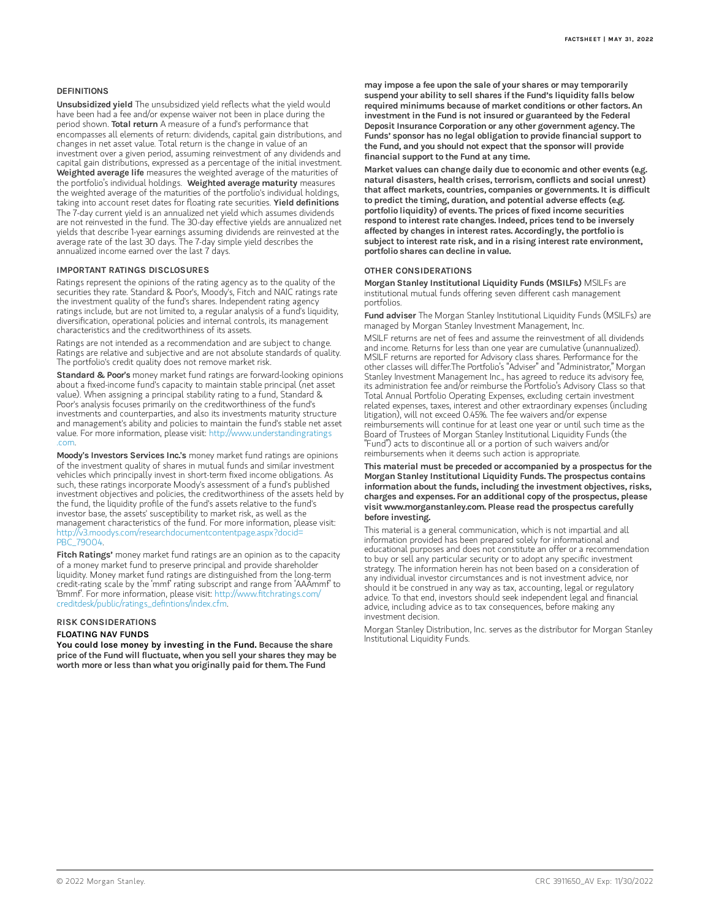## DEFINITIONS

**Unsubsidized yield** The unsubsidized yield reflects what the yield would have been had a fee and/or expense waiver not been in place during the period shown. **Total return** A measure of a fund's performance that encompasses all elements of return: dividends, capital gain distributions, and changes in net asset value. Total return is the change in value of an investment over a given period, assuming reinvestment of any dividends and capital gain distributions, expressed as a percentage of the initial investment. **Weighted average life** measures the weighted average of the maturities of the portfolio's individual holdings. **Weighted average maturity** measures the weighted average of the maturities of the portfolio's individual holdings, taking into account reset dates for floating rate securities. **Yield definitions** The 7-day current yield is an annualized net yield which assumes dividends are not reinvested in the fund. The 30-day effective yields are annualized net yields that describe 1-year earnings assuming dividends are reinvested at the average rate of the last 30 days. The 7-day simple yield describes the annualized income earned over the last 7 days.

## IMPORTANT RATINGS DISCLOSURES

Ratings represent the opinions of the rating agency as to the quality of the securities they rate. Standard & Poor's, Moody's, Fitch and NAIC ratings rate the investment quality of the fund's shares. Independent rating agency ratings include, but are not limited to, a regular analysis of a fund's liquidity, diversification, operational policies and internal controls, its management characteristics and the creditworthiness of its assets.

Ratings are not intended as a recommendation and are subject to change. Ratings are relative and subjective and are not absolute standards of quality. The portfolio's credit quality does not remove market risk.

**Standard & Poor's** money market fund ratings are forward-looking opinions about a fixed-income fund's capacity to maintain stable principal (net asset value). When assigning a principal stability rating to a fund, Standard & Poor's analysis focuses primarily on the creditworthiness of the fund's investments and counterparties, and also its investments maturity structure and management's ability and policies to maintain the fund's stable net asset value. For more information, please visit: http://www.understandingratings.com.

**Moody's Investors Services Inc.'s** money market fund ratings are opinions of the investment quality of shares in mutual funds and similar investment vehicles which principally invest in short-term fixed income obligations. As such, these ratings incorporate Moody's assessment of a fund's published investment objectives and policies, the creditworthiness of the assets held by the fund, the liquidity profile of the fund's assets relative to the fund's investor base, the assets' susceptibility to market risk, as well as the management characteristics of the fund. For more information, please visit: http://v3.moodys.com/researchdocumentcontentpage.aspx?docid=PBC_79004.

**Fitch Ratings'** money market fund ratings are an opinion as to the capacity of a money market fund to preserve principal and provide shareholder liquidity. Money market fund ratings are distinguished from the long-term credit-rating scale by the 'mmf' rating subscript and range from 'AAAmmf' to 'Bmmf'. For more information, please visit: http://www.fitchratings.com/creditdesk/public/ratings_defintions/index.cfm.

## RISK CONSIDERATIONS

### FLOATING NAV FUNDS

**You could lose money by investing in the Fund. Because the share price of the Fund will fluctuate, when you sell your shares they may be worth more or less than what you originally paid for them. The Fund may impose a fee upon the sale of your shares or may temporarily suspend your ability to sell shares if the Fund's liquidity falls below required minimums because of market conditions or other factors. An investment in the Fund is not insured or guaranteed by the Federal Deposit Insurance Corporation or any other government agency. The Funds' sponsor has no legal obligation to provide financial support to the Fund, and you should not expect that the sponsor will provide financial support to the Fund at any time.**

**Market values can change daily due to economic and other events (e.g. natural disasters, health crises, terrorism, conflicts and social unrest) that affect markets, countries, companies or governments. It is difficult to predict the timing, duration, and potential adverse effects (e.g. portfolio liquidity) of events. The prices of fixed income securities respond to interest rate changes. Indeed, prices tend to be inversely affected by changes in interest rates. Accordingly, the portfolio is subject to interest rate risk, and in a rising interest rate environment, portfolio shares can decline in value.**

## OTHER CONSIDERATIONS

**Morgan Stanley Institutional Liquidity Funds (MSILFs)** MSILFs are institutional mutual funds offering seven different cash management portfolios.

**Fund adviser** The Morgan Stanley Institutional Liquidity Funds (MSILFs) are managed by Morgan Stanley Investment Management, Inc.

MSILF returns are net of fees and assume the reinvestment of all dividends and income. Returns for less than one year are cumulative (unannualized). MSILF returns are reported for Advisory class shares. Performance for the other classes will differ.The Portfolio's "Adviser" and "Administrator," Morgan Stanley Investment Management Inc., has agreed to reduce its advisory fee, its administration fee and/or reimburse the Portfolio's Advisory Class so that Total Annual Portfolio Operating Expenses, excluding certain investment related expenses, taxes, interest and other extraordinary expenses (including litigation), will not exceed 0.45%. The fee waivers and/or expense reimbursements will continue for at least one year or until such time as the Board of Trustees of Morgan Stanley Institutional Liquidity Funds (the "Fund") acts to discontinue all or a portion of such waivers and/or reimbursements when it deems such action is appropriate.

**This material must be preceded or accompanied by a prospectus for the Morgan Stanley Institutional Liquidity Funds. The prospectus contains information about the funds, including the investment objectives, risks, charges and expenses. For an additional copy of the prospectus, please visit www.morganstanley.com. Please read the prospectus carefully before investing.**

This material is a general communication, which is not impartial and all information provided has been prepared solely for informational and educational purposes and does not constitute an offer or a recommendation to buy or sell any particular security or to adopt any specific investment strategy. The information herein has not been based on a consideration of any individual investor circumstances and is not investment advice, nor should it be construed in any way as tax, accounting, legal or regulatory advice. To that end, investors should seek independent legal and financial advice, including advice as to tax consequences, before making any investment decision.

Morgan Stanley Distribution, Inc. serves as the distributor for Morgan Stanley Institutional Liquidity Funds.

© 2022 Morgan Stanley.

CRC 3911650_AV Exp: 11/30/2022